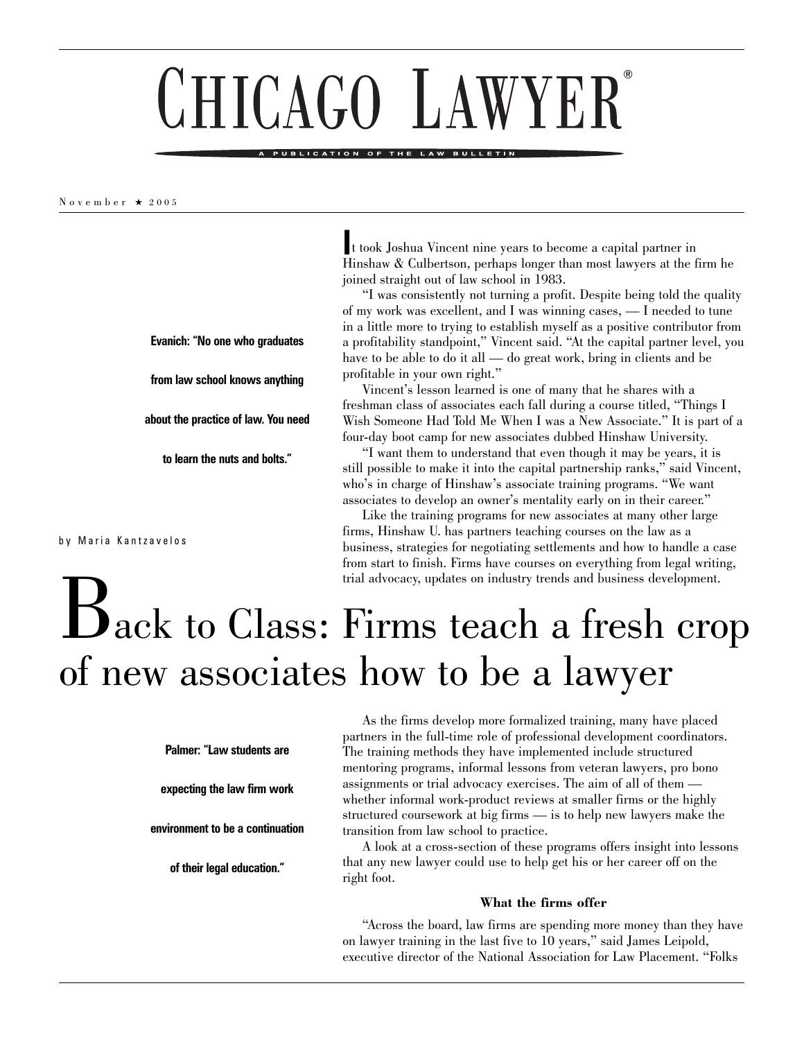# CHICAGO LAWYER®

A PUBLICATION OF THE LAW BULLETIN

November ★ 2005

# Back to Class: Firms teach a fresh crop of new associates how to be a lawyer

by Maria Kantzavelos

It took Joshua Vincent nine years to become a capital partner in Hinshaw & Culbertson, perhaps longer than most lawyers at the firm he joined straight out of law school in 1983.

"I was consistently not turning a profit. Despite being told the quality of my work was excellent, and I was winning cases, — I needed to tune in a little more to trying to establish myself as a positive contributor from a profitability standpoint," Vincent said. "At the capital partner level, you have to be able to do it all — do great work, bring in clients and be profitable in your own right."

**Evanich: "No one who graduates from law school knows anything about the practice of law. You need to learn the nuts and bolts."**

Vincent's lesson learned is one of many that he shares with a freshman class of associates each fall during a course titled, "Things I Wish Someone Had Told Me When I was a New Associate." It is part of a four-day boot camp for new associates dubbed Hinshaw University.

"I want them to understand that even though it may be years, it is still possible to make it into the capital partnership ranks," said Vincent, who's in charge of Hinshaw's associate training programs. "We want associates to develop an owner's mentality early on in their career."

Like the training programs for new associates at many other large firms, Hinshaw U. has partners teaching courses on the law as a business, strategies for negotiating settlements and how to handle a case from start to finish. Firms have courses on everything from legal writing, trial advocacy, updates on industry trends and business development.

**Palmer: "Law students are expecting the law firm work environment to be a continuation of their legal education."**

As the firms develop more formalized training, many have placed partners in the full-time role of professional development coordinators. The training methods they have implemented include structured mentoring programs, informal lessons from veteran lawyers, pro bono assignments or trial advocacy exercises. The aim of all of them — whether informal work-product reviews at smaller firms or the highly structured coursework at big firms — is to help new lawyers make the transition from law school to practice.

A look at a cross-section of these programs offers insight into lessons that any new lawyer could use to help get his or her career off on the right foot.

### What the firms offer

"Across the board, law firms are spending more money than they have on lawyer training in the last five to 10 years," said James Leipold, executive director of the National Association for Law Placement. "Folks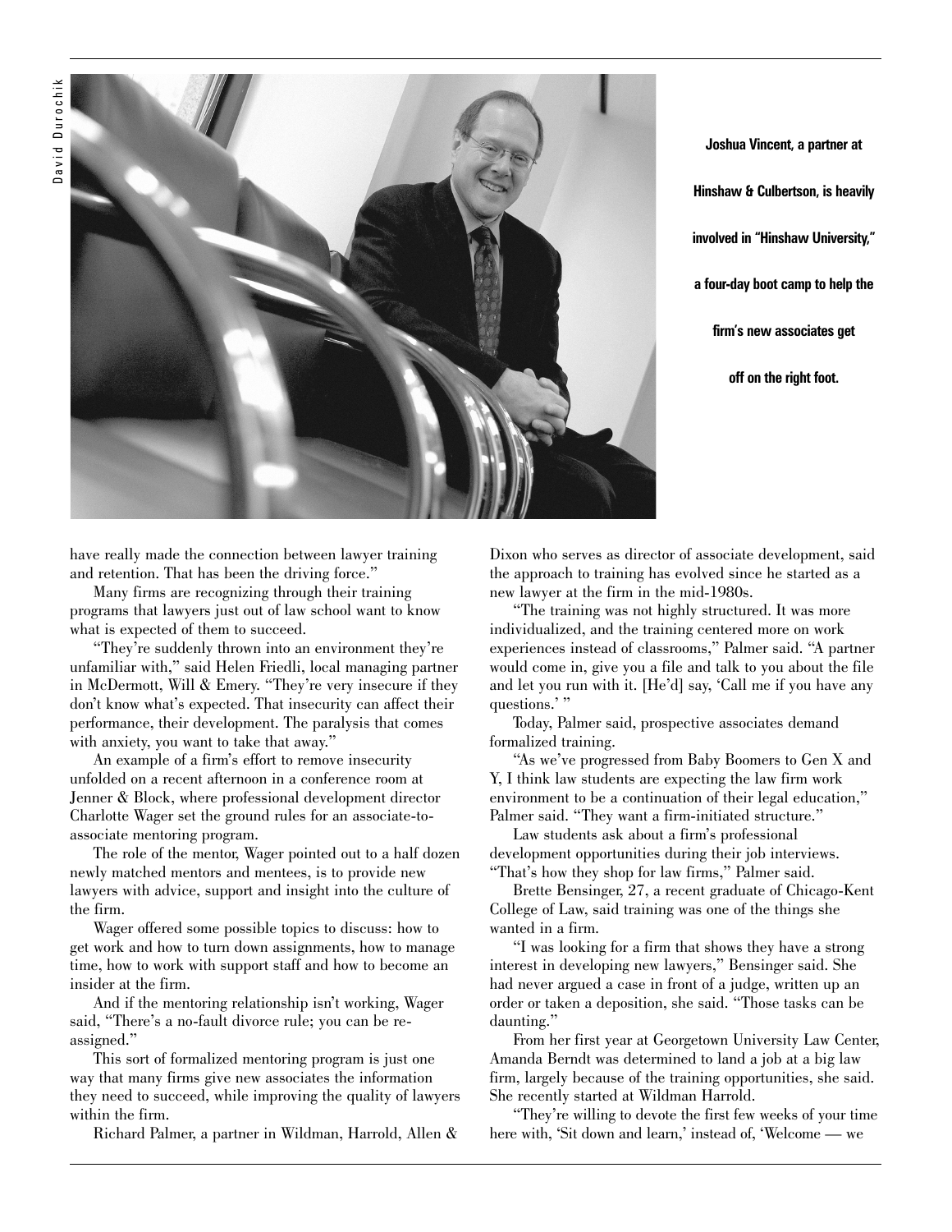Joshua Vincent, a partner at Hinshaw & Culbertson, is heavily involved in "Hinshaw University," a four-day boot camp to help the firm's new associates get off on the right foot.

have really made the connection between lawyer training and retention. That has been the driving force."

Many firms are recognizing through their training programs that lawyers just out of law school want to know what is expected of them to succeed.

"They're suddenly thrown into an environment they're unfamiliar with," said Helen Friedli, local managing partner in McDermott, Will & Emery. "They're very insecure if they don't know what's expected. That insecurity can affect their performance, their development. The paralysis that comes with anxiety, you want to take that away."

An example of a firm's effort to remove insecurity unfolded on a recent afternoon in a conference room at Jenner & Block, where professional development director Charlotte Wager set the ground rules for an associate-to-associate mentoring program.

The role of the mentor, Wager pointed out to a half dozen newly matched mentors and mentees, is to provide new lawyers with advice, support and insight into the culture of the firm.

Wager offered some possible topics to discuss: how to get work and how to turn down assignments, how to manage time, how to work with support staff and how to become an insider at the firm.

And if the mentoring relationship isn't working, Wager said, "There's a no-fault divorce rule; you can be re-assigned."

This sort of formalized mentoring program is just one way that many firms give new associates the information they need to succeed, while improving the quality of lawyers within the firm.

Richard Palmer, a partner in Wildman, Harrold, Allen & Dixon who serves as director of associate development, said the approach to training has evolved since he started as a new lawyer at the firm in the mid-1980s.

"The training was not highly structured. It was more individualized, and the training centered more on work experiences instead of classrooms," Palmer said. "A partner would come in, give you a file and talk to you about the file and let you run with it. [He'd] say, 'Call me if you have any questions.' "

Today, Palmer said, prospective associates demand formalized training.

"As we've progressed from Baby Boomers to Gen X and Y, I think law students are expecting the law firm work environment to be a continuation of their legal education," Palmer said. "They want a firm-initiated structure."

Law students ask about a firm's professional development opportunities during their job interviews. "That's how they shop for law firms," Palmer said.

Brette Bensinger, 27, a recent graduate of Chicago-Kent College of Law, said training was one of the things she wanted in a firm.

"I was looking for a firm that shows they have a strong interest in developing new lawyers," Bensinger said. She had never argued a case in front of a judge, written up an order or taken a deposition, she said. "Those tasks can be daunting."

From her first year at Georgetown University Law Center, Amanda Berndt was determined to land a job at a big law firm, largely because of the training opportunities, she said. She recently started at Wildman Harrold.

"They're willing to devote the first few weeks of your time here with, 'Sit down and learn,' instead of, 'Welcome — we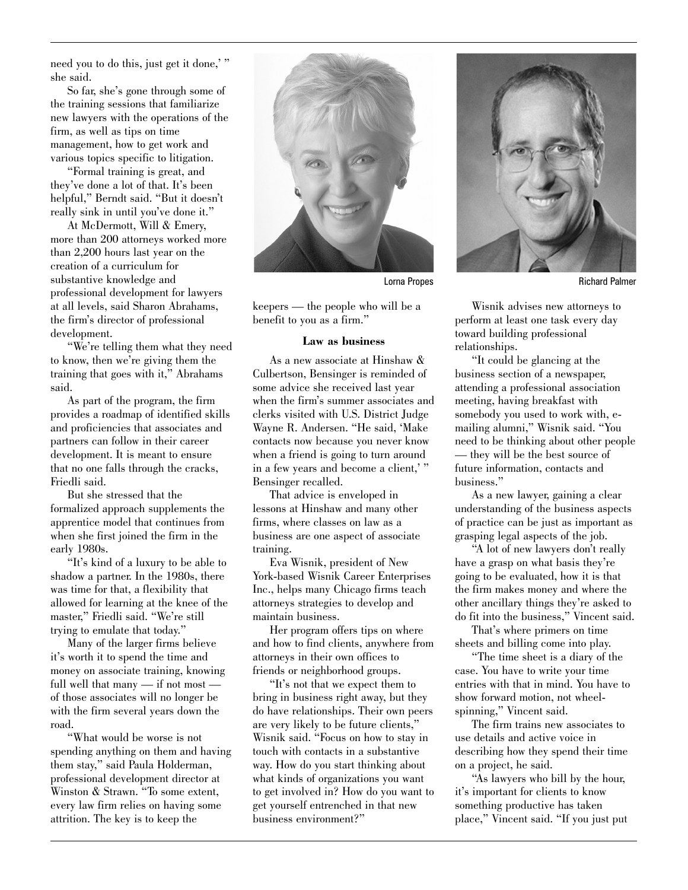need you to do this, just get it done,' " she said.

So far, she's gone through some of the training sessions that familiarize new lawyers with the operations of the firm, as well as tips on time management, how to get work and various topics specific to litigation.

"Formal training is great, and they've done a lot of that. It's been helpful," Berndt said. "But it doesn't really sink in until you've done it."

At McDermott, Will & Emery, more than 200 attorneys worked more than 2,200 hours last year on the creation of a curriculum for substantive knowledge and professional development for lawyers at all levels, said Sharon Abrahams, the firm's director of professional development.

"We're telling them what they need to know, then we're giving them the training that goes with it," Abrahams said.

As part of the program, the firm provides a roadmap of identified skills and proficiencies that associates and partners can follow in their career development. It is meant to ensure that no one falls through the cracks, Friedli said.

But she stressed that the formalized approach supplements the apprentice model that continues from when she first joined the firm in the early 1980s.

"It's kind of a luxury to be able to shadow a partner. In the 1980s, there was time for that, a flexibility that allowed for learning at the knee of the master," Friedli said. "We're still trying to emulate that today."

Many of the larger firms believe it's worth it to spend the time and money on associate training, knowing full well that many — if not most — of those associates will no longer be with the firm several years down the road.

"What would be worse is not spending anything on them and having them stay," said Paula Holderman, professional development director at Winston & Strawn. "To some extent, every law firm relies on having some attrition. The key is to keep the keepers — the people who will be a benefit to you as a firm."

Lorna Propes

Richard Palmer

**Law as business**

As a new associate at Hinshaw & Culbertson, Bensinger is reminded of some advice she received last year when the firm's summer associates and clerks visited with U.S. District Judge Wayne R. Andersen. "He said, 'Make contacts now because you never know when a friend is going to turn around in a few years and become a client,' " Bensinger recalled.

That advice is enveloped in lessons at Hinshaw and many other firms, where classes on law as a business are one aspect of associate training.

Eva Wisnik, president of New York-based Wisnik Career Enterprises Inc., helps many Chicago firms teach attorneys strategies to develop and maintain business.

Her program offers tips on where and how to find clients, anywhere from attorneys in their own offices to friends or neighborhood groups.

"It's not that we expect them to bring in business right away, but they do have relationships. Their own peers are very likely to be future clients," Wisnik said. "Focus on how to stay in touch with contacts in a substantive way. How do you start thinking about what kinds of organizations you want to get involved in? How do you want to get yourself entrenched in that new business environment?"

Wisnik advises new attorneys to perform at least one task every day toward building professional relationships.

"It could be glancing at the business section of a newspaper, attending a professional association meeting, having breakfast with somebody you used to work with, e-mailing alumni," Wisnik said. "You need to be thinking about other people — they will be the best source of future information, contacts and business."

As a new lawyer, gaining a clear understanding of the business aspects of practice can be just as important as grasping legal aspects of the job.

"A lot of new lawyers don't really have a grasp on what basis they're going to be evaluated, how it is that the firm makes money and where the other ancillary things they're asked to do fit into the business," Vincent said.

That's where primers on time sheets and billing come into play.

"The time sheet is a diary of the case. You have to write your time entries with that in mind. You have to show forward motion, not wheel-spinning," Vincent said.

The firm trains new associates to use details and active voice in describing how they spend their time on a project, he said.

"As lawyers who bill by the hour, it's important for clients to know something productive has taken place," Vincent said. "If you just put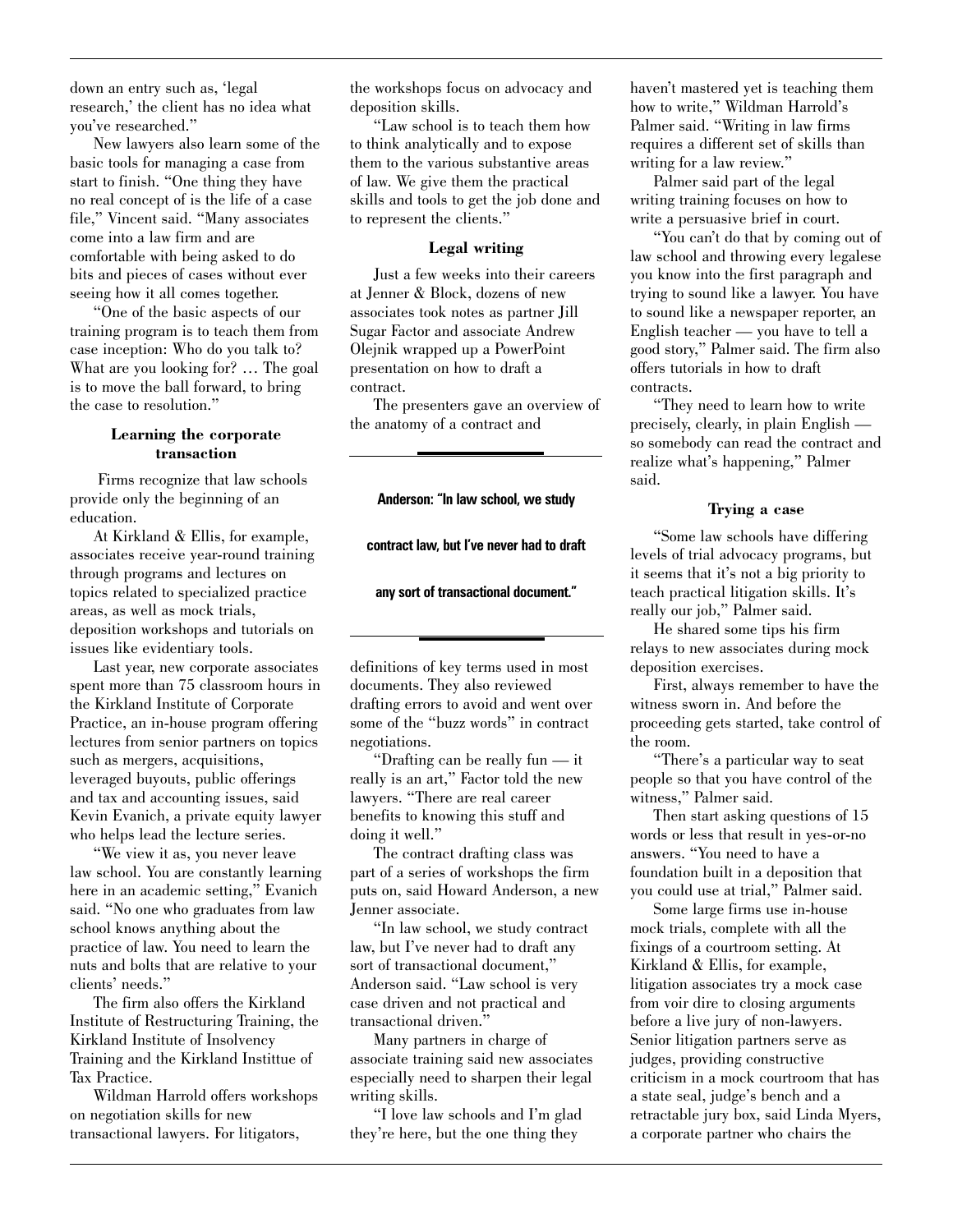down an entry such as, 'legal research,' the client has no idea what you've researched."

New lawyers also learn some of the basic tools for managing a case from start to finish. "One thing they have no real concept of is the life of a case file," Vincent said. "Many associates come into a law firm and are comfortable with being asked to do bits and pieces of cases without ever seeing how it all comes together.

"One of the basic aspects of our training program is to teach them from case inception: Who do you talk to? What are you looking for? … The goal is to move the ball forward, to bring the case to resolution."

### Learning the corporate transaction

Firms recognize that law schools provide only the beginning of an education.

At Kirkland & Ellis, for example, associates receive year-round training through programs and lectures on topics related to specialized practice areas, as well as mock trials, deposition workshops and tutorials on issues like evidentiary tools.

Last year, new corporate associates spent more than 75 classroom hours in the Kirkland Institute of Corporate Practice, an in-house program offering lectures from senior partners on topics such as mergers, acquisitions, leveraged buyouts, public offerings and tax and accounting issues, said Kevin Evanich, a private equity lawyer who helps lead the lecture series.

"We view it as, you never leave law school. You are constantly learning here in an academic setting," Evanich said. "No one who graduates from law school knows anything about the practice of law. You need to learn the nuts and bolts that are relative to your clients' needs."

The firm also offers the Kirkland Institute of Restructuring Training, the Kirkland Institute of Insolvency Training and the Kirkland Instittue of Tax Practice.

Wildman Harrold offers workshops on negotiation skills for new transactional lawyers. For litigators, the workshops focus on advocacy and deposition skills.

"Law school is to teach them how to think analytically and to expose them to the various substantive areas of law. We give them the practical skills and tools to get the job done and to represent the clients."

### Legal writing

Just a few weeks into their careers at Jenner & Block, dozens of new associates took notes as partner Jill Sugar Factor and associate Andrew Olejnik wrapped up a PowerPoint presentation on how to draft a contract.

The presenters gave an overview of the anatomy of a contract and definitions of key terms used in most documents. They also reviewed drafting errors to avoid and went over some of the "buzz words" in contract negotiations.

**Anderson: "In law school, we study contract law, but I've never had to draft any sort of transactional document."**

"Drafting can be really fun — it really is an art," Factor told the new lawyers. "There are real career benefits to knowing this stuff and doing it well."

The contract drafting class was part of a series of workshops the firm puts on, said Howard Anderson, a new Jenner associate.

"In law school, we study contract law, but I've never had to draft any sort of transactional document," Anderson said. "Law school is very case driven and not practical and transactional driven."

Many partners in charge of associate training said new associates especially need to sharpen their legal writing skills.

"I love law schools and I'm glad they're here, but the one thing they haven't mastered yet is teaching them how to write," Wildman Harrold's Palmer said. "Writing in law firms requires a different set of skills than writing for a law review."

Palmer said part of the legal writing training focuses on how to write a persuasive brief in court.

"You can't do that by coming out of law school and throwing every legalese you know into the first paragraph and trying to sound like a lawyer. You have to sound like a newspaper reporter, an English teacher — you have to tell a good story," Palmer said. The firm also offers tutorials in how to draft contracts.

"They need to learn how to write precisely, clearly, in plain English — so somebody can read the contract and realize what's happening," Palmer said.

### Trying a case

"Some law schools have differing levels of trial advocacy programs, but it seems that it's not a big priority to teach practical litigation skills. It's really our job," Palmer said.

He shared some tips his firm relays to new associates during mock deposition exercises.

First, always remember to have the witness sworn in. And before the proceeding gets started, take control of the room.

"There's a particular way to seat people so that you have control of the witness," Palmer said.

Then start asking questions of 15 words or less that result in yes-or-no answers. "You need to have a foundation built in a deposition that you could use at trial," Palmer said.

Some large firms use in-house mock trials, complete with all the fixings of a courtroom setting. At Kirkland & Ellis, for example, litigation associates try a mock case from voir dire to closing arguments before a live jury of non-lawyers. Senior litigation partners serve as judges, providing constructive criticism in a mock courtroom that has a state seal, judge's bench and a retractable jury box, said Linda Myers, a corporate partner who chairs the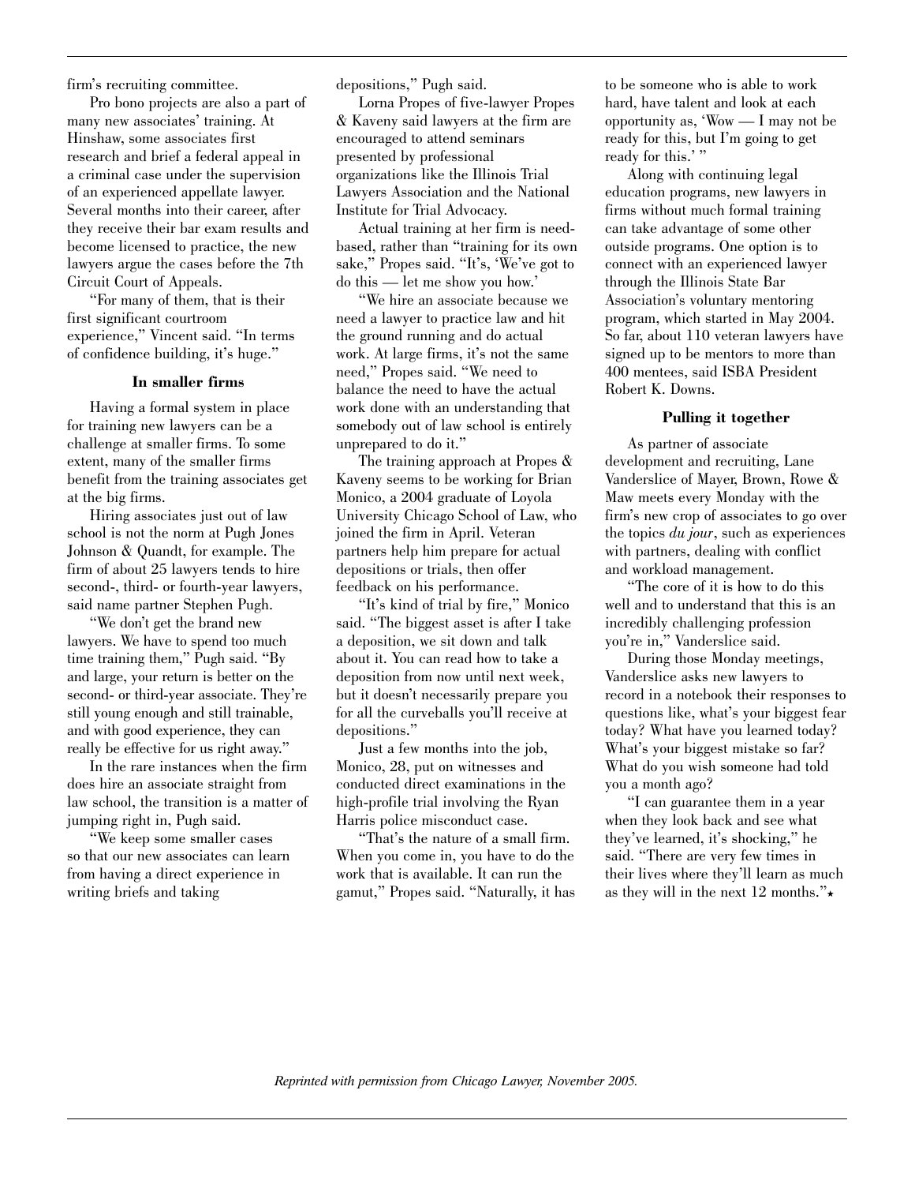firm's recruiting committee.

Pro bono projects are also a part of many new associates' training. At Hinshaw, some associates first research and brief a federal appeal in a criminal case under the supervision of an experienced appellate lawyer. Several months into their career, after they receive their bar exam results and become licensed to practice, the new lawyers argue the cases before the 7th Circuit Court of Appeals.

"For many of them, that is their first significant courtroom experience," Vincent said. "In terms of confidence building, it's huge."

**In smaller firms**

Having a formal system in place for training new lawyers can be a challenge at smaller firms. To some extent, many of the smaller firms benefit from the training associates get at the big firms.

Hiring associates just out of law school is not the norm at Pugh Jones Johnson & Quandt, for example. The firm of about 25 lawyers tends to hire second-, third- or fourth-year lawyers, said name partner Stephen Pugh.

"We don't get the brand new lawyers. We have to spend too much time training them," Pugh said. "By and large, your return is better on the second- or third-year associate. They're still young enough and still trainable, and with good experience, they can really be effective for us right away."

In the rare instances when the firm does hire an associate straight from law school, the transition is a matter of jumping right in, Pugh said.

"We keep some smaller cases so that our new associates can learn from having a direct experience in writing briefs and taking depositions," Pugh said.

Lorna Propes of five-lawyer Propes & Kaveny said lawyers at the firm are encouraged to attend seminars presented by professional organizations like the Illinois Trial Lawyers Association and the National Institute for Trial Advocacy.

Actual training at her firm is need-based, rather than "training for its own sake," Propes said. "It's, 'We've got to do this — let me show you how.'

"We hire an associate because we need a lawyer to practice law and hit the ground running and do actual work. At large firms, it's not the same need," Propes said. "We need to balance the need to have the actual work done with an understanding that somebody out of law school is entirely unprepared to do it."

The training approach at Propes & Kaveny seems to be working for Brian Monico, a 2004 graduate of Loyola University Chicago School of Law, who joined the firm in April. Veteran partners help him prepare for actual depositions or trials, then offer feedback on his performance.

"It's kind of trial by fire," Monico said. "The biggest asset is after I take a deposition, we sit down and talk about it. You can read how to take a deposition from now until next week, but it doesn't necessarily prepare you for all the curveballs you'll receive at depositions."

Just a few months into the job, Monico, 28, put on witnesses and conducted direct examinations in the high-profile trial involving the Ryan Harris police misconduct case.

"That's the nature of a small firm. When you come in, you have to do the work that is available. It can run the gamut," Propes said. "Naturally, it has to be someone who is able to work hard, have talent and look at each opportunity as, 'Wow — I may not be ready for this, but I'm going to get ready for this.' "

Along with continuing legal education programs, new lawyers in firms without much formal training can take advantage of some other outside programs. One option is to connect with an experienced lawyer through the Illinois State Bar Association's voluntary mentoring program, which started in May 2004. So far, about 110 veteran lawyers have signed up to be mentors to more than 400 mentees, said ISBA President Robert K. Downs.

**Pulling it together**

As partner of associate development and recruiting, Lane Vanderslice of Mayer, Brown, Rowe & Maw meets every Monday with the firm's new crop of associates to go over the topics *du jour*, such as experiences with partners, dealing with conflict and workload management.

"The core of it is how to do this well and to understand that this is an incredibly challenging profession you're in," Vanderslice said.

During those Monday meetings, Vanderslice asks new lawyers to record in a notebook their responses to questions like, what's your biggest fear today? What have you learned today? What's your biggest mistake so far? What do you wish someone had told you a month ago?

"I can guarantee them in a year when they look back and see what they've learned, it's shocking," he said. "There are very few times in their lives where they'll learn as much as they will in the next 12 months."★

*Reprinted with permission from Chicago Lawyer, November 2005.*